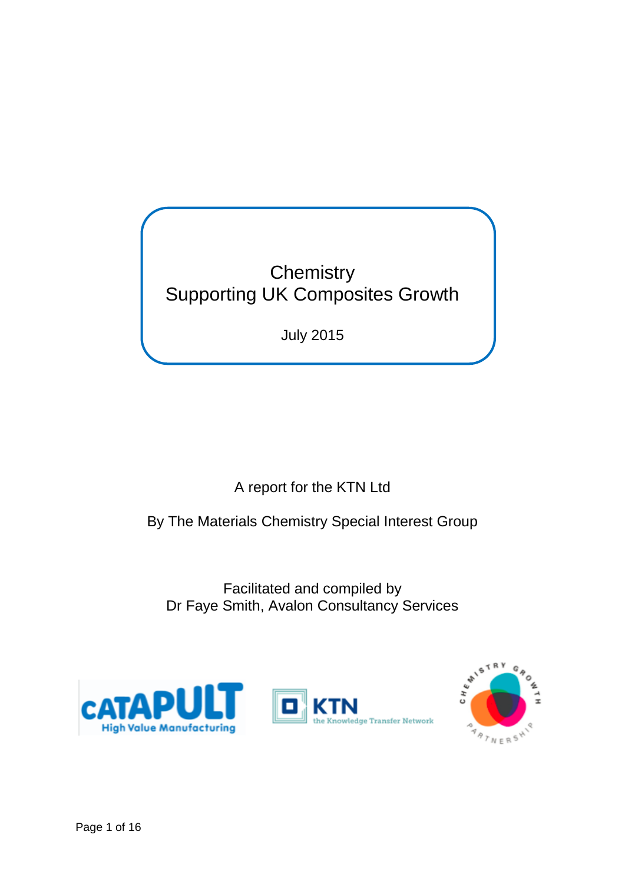# Chemistry
# Supporting UK Composites Growth

July 2015

A report for the KTN Ltd

By The Materials Chemistry Special Interest Group

Facilitated and compiled by
Dr Faye Smith, Avalon Consultancy Services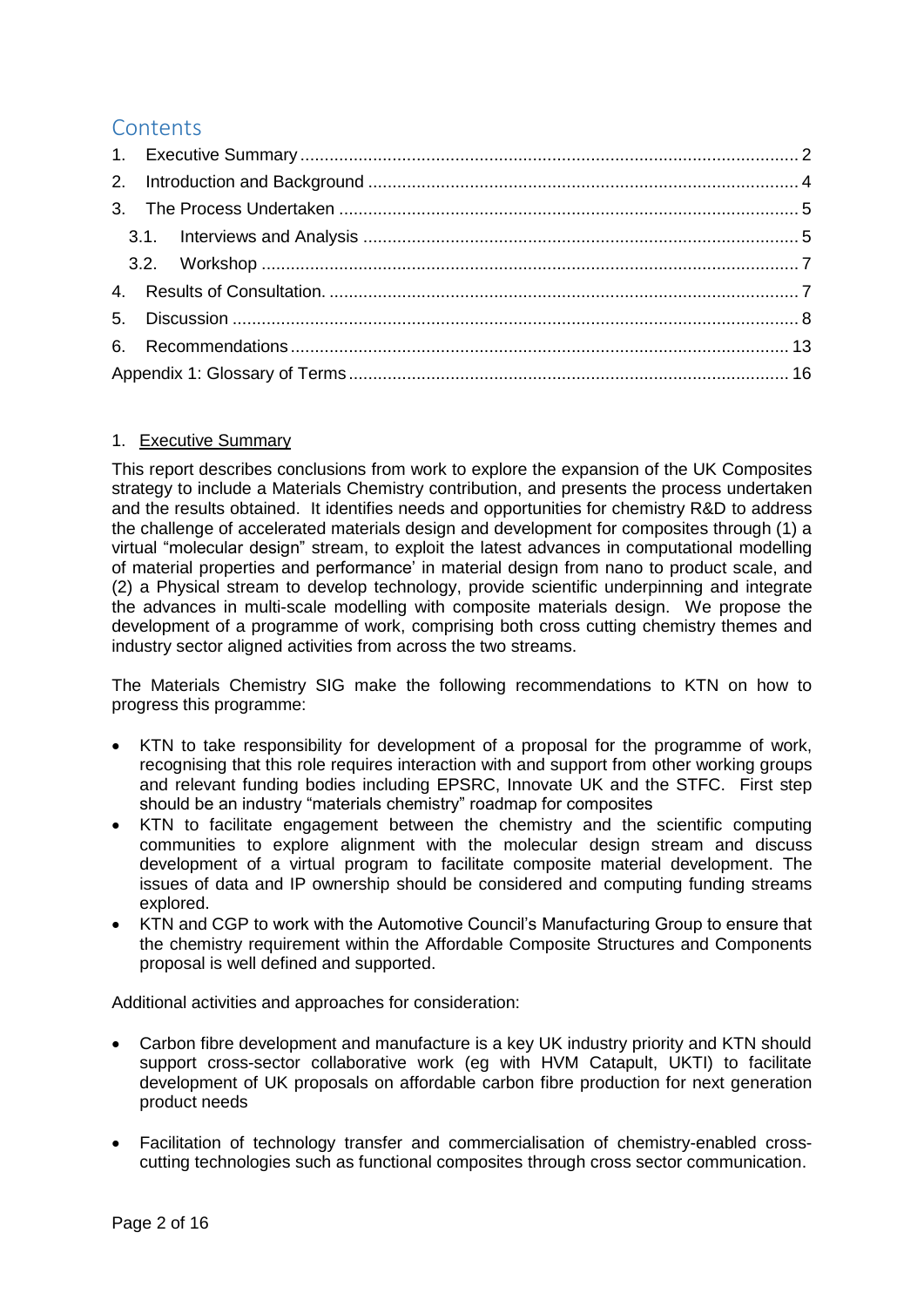# Contents

1. Executive Summary ........................................................................................................ 2
2. Introduction and Background ......................................................................................... 4
3. The Process Undertaken ................................................................................................ 5
   - 3.1. Interviews and Analysis ........................................................................................... 5
   - 3.2. Workshop ................................................................................................................ 7
4. Results of Consultation. .................................................................................................. 7
5. Discussion ...................................................................................................................... 8
6. Recommendations ........................................................................................................ 13

Appendix 1: Glossary of Terms ............................................................................................ 16

## 1. Executive Summary

This report describes conclusions from work to explore the expansion of the UK Composites strategy to include a Materials Chemistry contribution, and presents the process undertaken and the results obtained. It identifies needs and opportunities for chemistry R&D to address the challenge of accelerated materials design and development for composites through (1) a virtual "molecular design" stream, to exploit the latest advances in computational modelling of material properties and performance' in material design from nano to product scale, and (2) a Physical stream to develop technology, provide scientific underpinning and integrate the advances in multi-scale modelling with composite materials design. We propose the development of a programme of work, comprising both cross cutting chemistry themes and industry sector aligned activities from across the two streams.

The Materials Chemistry SIG make the following recommendations to KTN on how to progress this programme:

- KTN to take responsibility for development of a proposal for the programme of work, recognising that this role requires interaction with and support from other working groups and relevant funding bodies including EPSRC, Innovate UK and the STFC. First step should be an industry "materials chemistry" roadmap for composites
- KTN to facilitate engagement between the chemistry and the scientific computing communities to explore alignment with the molecular design stream and discuss development of a virtual program to facilitate composite material development. The issues of data and IP ownership should be considered and computing funding streams explored.
- KTN and CGP to work with the Automotive Council's Manufacturing Group to ensure that the chemistry requirement within the Affordable Composite Structures and Components proposal is well defined and supported.

Additional activities and approaches for consideration:

- Carbon fibre development and manufacture is a key UK industry priority and KTN should support cross-sector collaborative work (eg with HVM Catapult, UKTI) to facilitate development of UK proposals on affordable carbon fibre production for next generation product needs
- Facilitation of technology transfer and commercialisation of chemistry-enabled cross-cutting technologies such as functional composites through cross sector communication.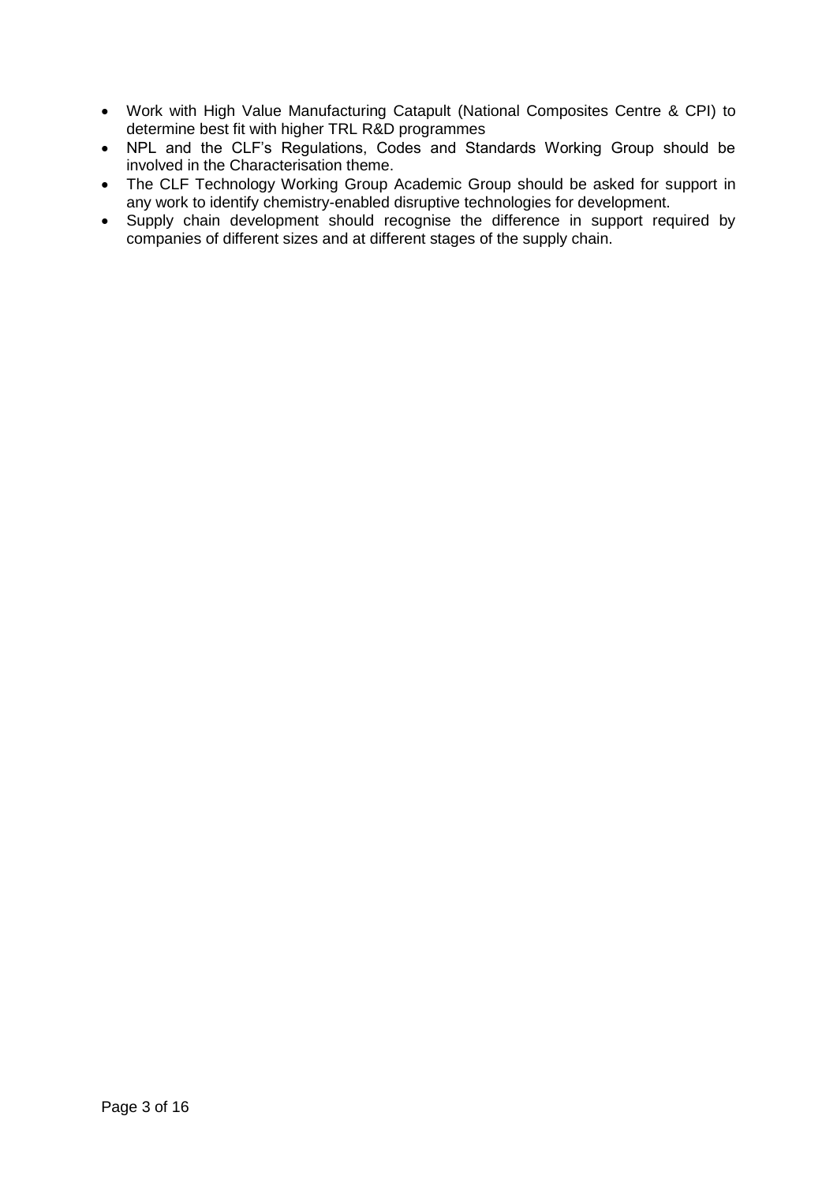- Work with High Value Manufacturing Catapult (National Composites Centre & CPI) to determine best fit with higher TRL R&D programmes
- NPL and the CLF's Regulations, Codes and Standards Working Group should be involved in the Characterisation theme.
- The CLF Technology Working Group Academic Group should be asked for support in any work to identify chemistry-enabled disruptive technologies for development.
- Supply chain development should recognise the difference in support required by companies of different sizes and at different stages of the supply chain.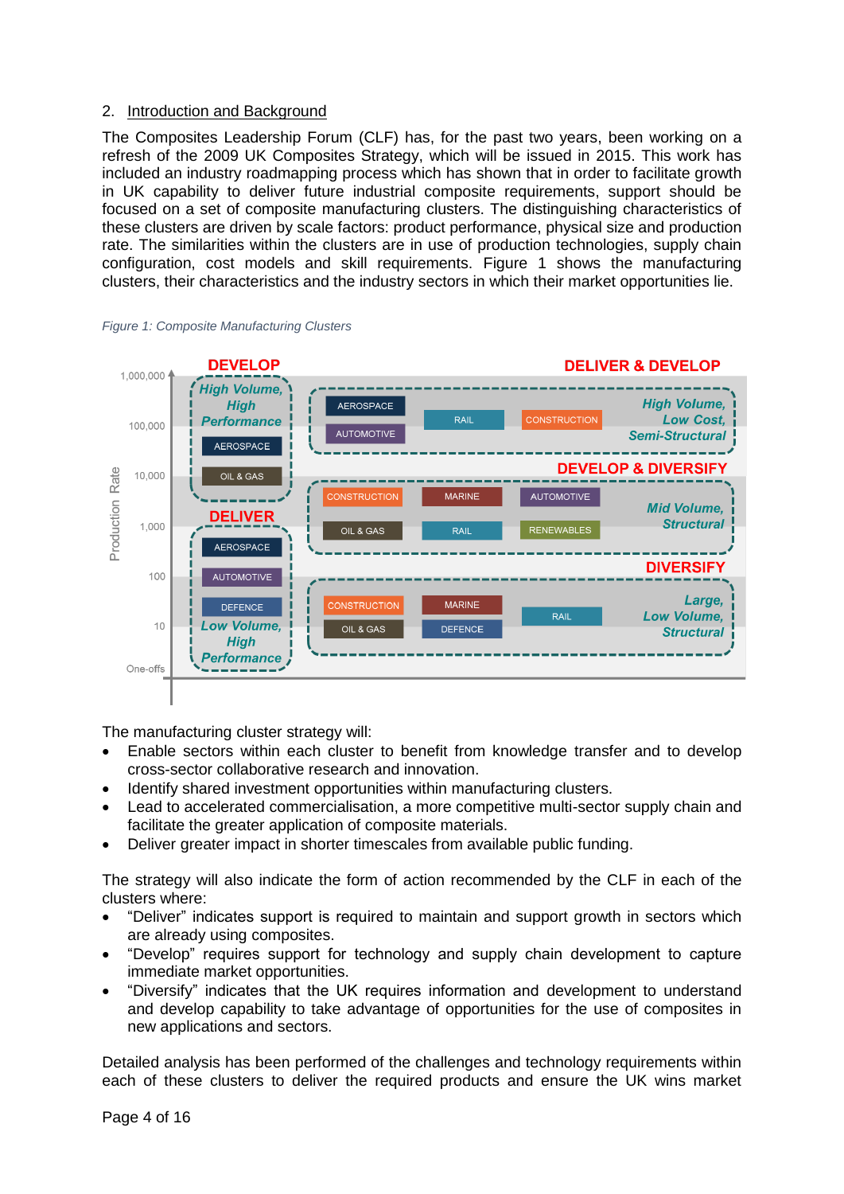## 2. Introduction and Background

The Composites Leadership Forum (CLF) has, for the past two years, been working on a refresh of the 2009 UK Composites Strategy, which will be issued in 2015. This work has included an industry roadmapping process which has shown that in order to facilitate growth in UK capability to deliver future industrial composite requirements, support should be focused on a set of composite manufacturing clusters. The distinguishing characteristics of these clusters are driven by scale factors: product performance, physical size and production rate. The similarities within the clusters are in use of production technologies, supply chain configuration, cost models and skill requirements. Figure 1 shows the manufacturing clusters, their characteristics and the industry sectors in which their market opportunities lie.

*Figure 1: Composite Manufacturing Clusters*

| Cluster | Action | Production Rate (approx.) | Sectors |
|---|---|---|---|
| High Volume, High Performance | DEVELOP | 10,000 – 1,000,000 | Aerospace, Oil & Gas |
| Low Volume, High Performance | DELIVER | One-offs – 1,000 | Aerospace, Automotive, Defence |
| High Volume, Low Cost, Semi-Structural | DELIVER & DEVELOP | 10,000 – 1,000,000 | Aerospace, Automotive, Rail, Construction |
| Mid Volume, Structural | DEVELOP & DIVERSIFY | 1,000 – 10,000 | Construction, Marine, Automotive, Oil & Gas, Rail, Renewables |
| Large, Low Volume, Structural | DIVERSIFY | One-offs – 100 | Construction, Marine, Oil & Gas, Defence, Rail |

The manufacturing cluster strategy will:

- Enable sectors within each cluster to benefit from knowledge transfer and to develop cross-sector collaborative research and innovation.
- Identify shared investment opportunities within manufacturing clusters.
- Lead to accelerated commercialisation, a more competitive multi-sector supply chain and facilitate the greater application of composite materials.
- Deliver greater impact in shorter timescales from available public funding.

The strategy will also indicate the form of action recommended by the CLF in each of the clusters where:

- "Deliver" indicates support is required to maintain and support growth in sectors which are already using composites.
- "Develop" requires support for technology and supply chain development to capture immediate market opportunities.
- "Diversify" indicates that the UK requires information and development to understand and develop capability to take advantage of opportunities for the use of composites in new applications and sectors.

Detailed analysis has been performed of the challenges and technology requirements within each of these clusters to deliver the required products and ensure the UK wins market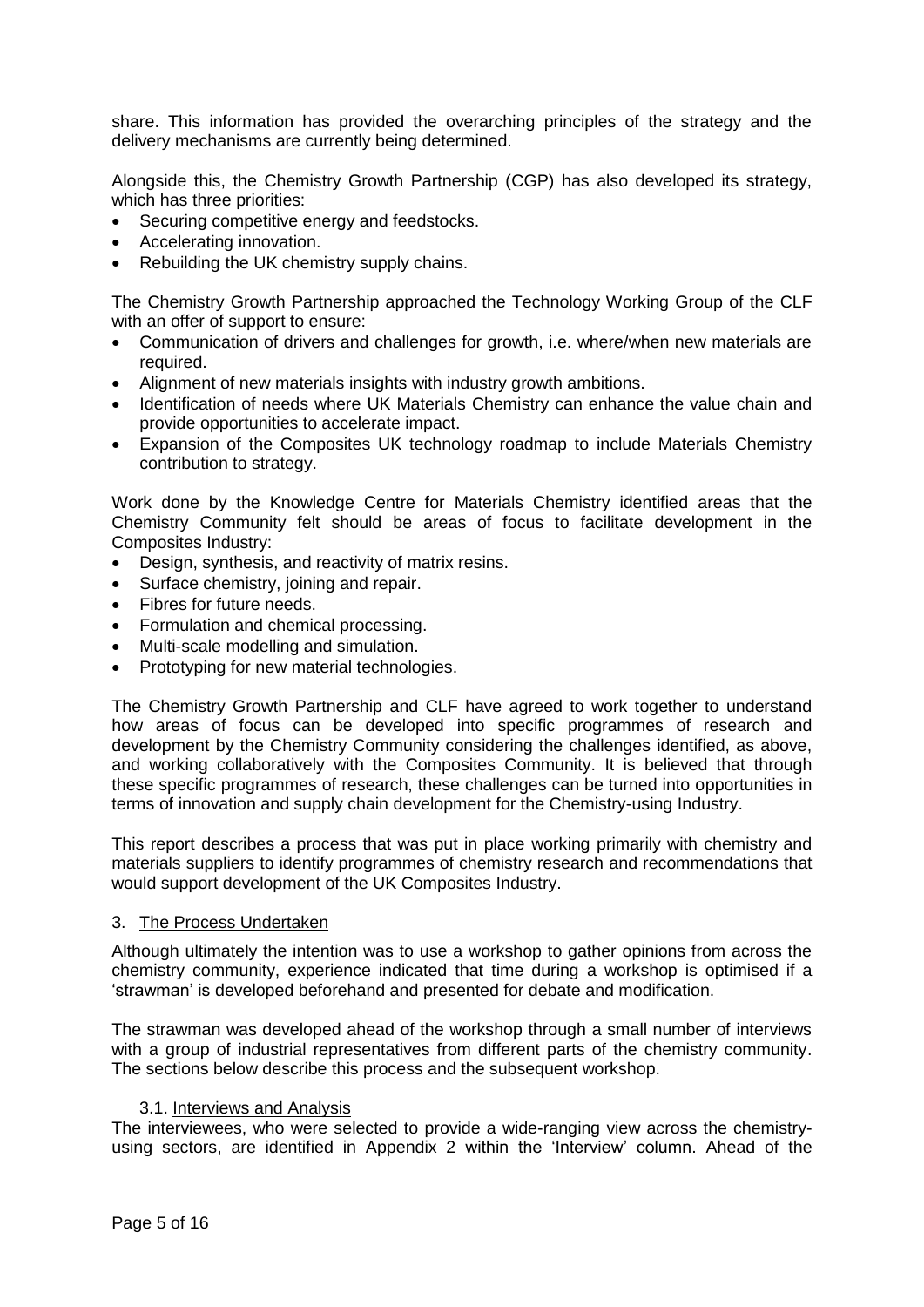share. This information has provided the overarching principles of the strategy and the delivery mechanisms are currently being determined.

Alongside this, the Chemistry Growth Partnership (CGP) has also developed its strategy, which has three priorities:

- Securing competitive energy and feedstocks.
- Accelerating innovation.
- Rebuilding the UK chemistry supply chains.

The Chemistry Growth Partnership approached the Technology Working Group of the CLF with an offer of support to ensure:

- Communication of drivers and challenges for growth, i.e. where/when new materials are required.
- Alignment of new materials insights with industry growth ambitions.
- Identification of needs where UK Materials Chemistry can enhance the value chain and provide opportunities to accelerate impact.
- Expansion of the Composites UK technology roadmap to include Materials Chemistry contribution to strategy.

Work done by the Knowledge Centre for Materials Chemistry identified areas that the Chemistry Community felt should be areas of focus to facilitate development in the Composites Industry:

- Design, synthesis, and reactivity of matrix resins.
- Surface chemistry, joining and repair.
- Fibres for future needs.
- Formulation and chemical processing.
- Multi-scale modelling and simulation.
- Prototyping for new material technologies.

The Chemistry Growth Partnership and CLF have agreed to work together to understand how areas of focus can be developed into specific programmes of research and development by the Chemistry Community considering the challenges identified, as above, and working collaboratively with the Composites Community. It is believed that through these specific programmes of research, these challenges can be turned into opportunities in terms of innovation and supply chain development for the Chemistry-using Industry.

This report describes a process that was put in place working primarily with chemistry and materials suppliers to identify programmes of chemistry research and recommendations that would support development of the UK Composites Industry.

## 3. The Process Undertaken

Although ultimately the intention was to use a workshop to gather opinions from across the chemistry community, experience indicated that time during a workshop is optimised if a 'strawman' is developed beforehand and presented for debate and modification.

The strawman was developed ahead of the workshop through a small number of interviews with a group of industrial representatives from different parts of the chemistry community. The sections below describe this process and the subsequent workshop.

### 3.1. Interviews and Analysis

The interviewees, who were selected to provide a wide-ranging view across the chemistry-using sectors, are identified in Appendix 2 within the 'Interview' column. Ahead of the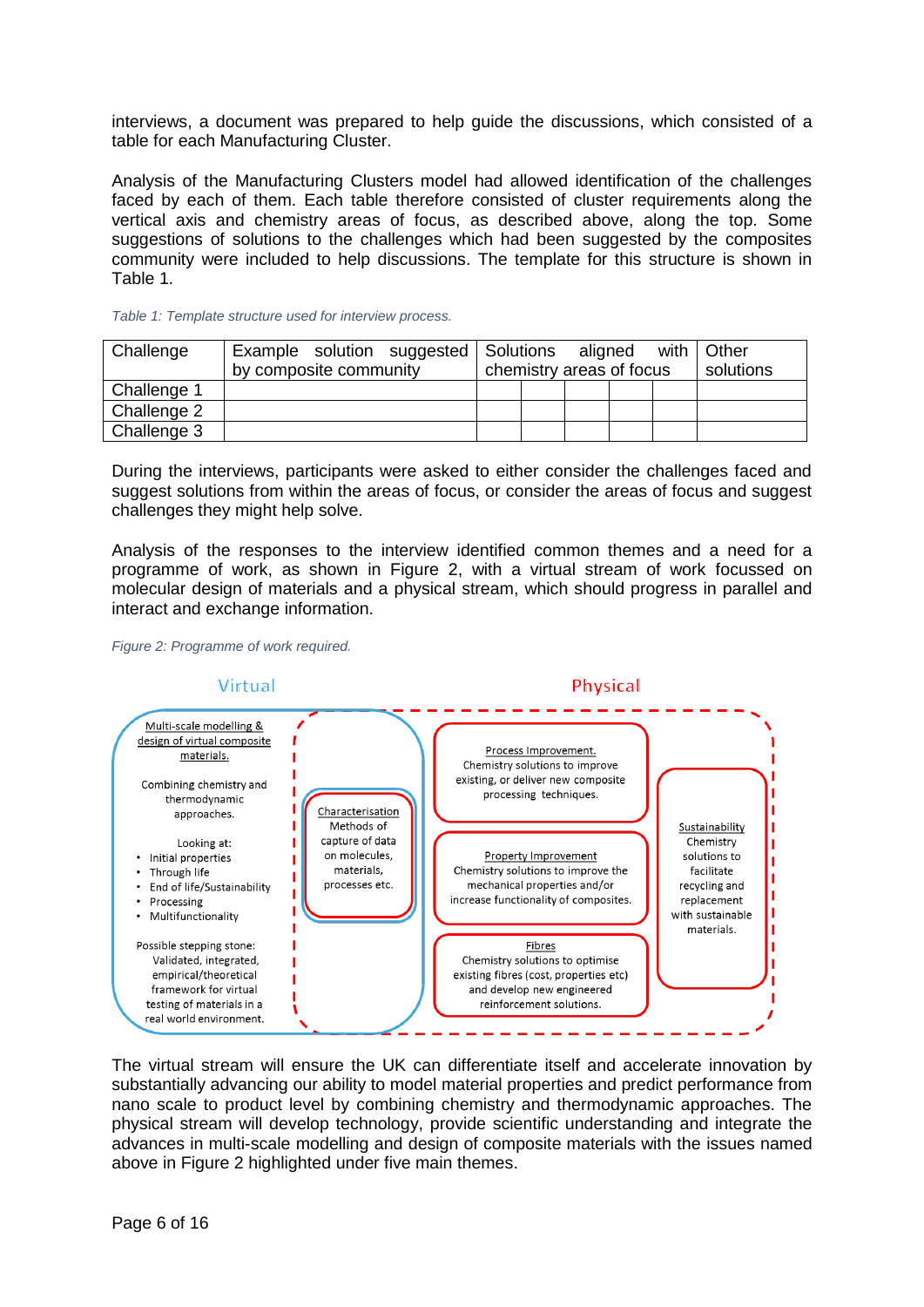interviews, a document was prepared to help guide the discussions, which consisted of a table for each Manufacturing Cluster.

Analysis of the Manufacturing Clusters model had allowed identification of the challenges faced by each of them. Each table therefore consisted of cluster requirements along the vertical axis and chemistry areas of focus, as described above, along the top. Some suggestions of solutions to the challenges which had been suggested by the composites community were included to help discussions. The template for this structure is shown in Table 1.

*Table 1: Template structure used for interview process.*

| Challenge | Example solution suggested by composite community | Solutions aligned with chemistry areas of focus | | | | | Other solutions |
|---|---|---|---|---|---|---|---|
| Challenge 1 | | | | | | | |
| Challenge 2 | | | | | | | |
| Challenge 3 | | | | | | | |

During the interviews, participants were asked to either consider the challenges faced and suggest solutions from within the areas of focus, or consider the areas of focus and suggest challenges they might help solve.

Analysis of the responses to the interview identified common themes and a need for a programme of work, as shown in Figure 2, with a virtual stream of work focussed on molecular design of materials and a physical stream, which should progress in parallel and interact and exchange information.

*Figure 2: Programme of work required.*

Virtual

Physical

Multi-scale modelling & design of virtual composite materials.

Combining chemistry and thermodynamic approaches.

Looking at:
- Initial properties
- Through life
- End of life/Sustainability
- Processing
- Multifunctionality

Possible stepping stone: Validated, integrated, empirical/theoretical framework for virtual testing of materials in a real world environment.

Characterisation
Methods of capture of data on molecules, materials, processes etc.

Process Improvement.
Chemistry solutions to improve existing, or deliver new composite processing techniques.

Property Improvement
Chemistry solutions to improve the mechanical properties and/or increase functionality of composites.

Fibres
Chemistry solutions to optimise existing fibres (cost, properties etc) and develop new engineered reinforcement solutions.

Sustainability
Chemistry solutions to facilitate recycling and replacement with sustainable materials.

The virtual stream will ensure the UK can differentiate itself and accelerate innovation by substantially advancing our ability to model material properties and predict performance from nano scale to product level by combining chemistry and thermodynamic approaches. The physical stream will develop technology, provide scientific understanding and integrate the advances in multi-scale modelling and design of composite materials with the issues named above in Figure 2 highlighted under five main themes.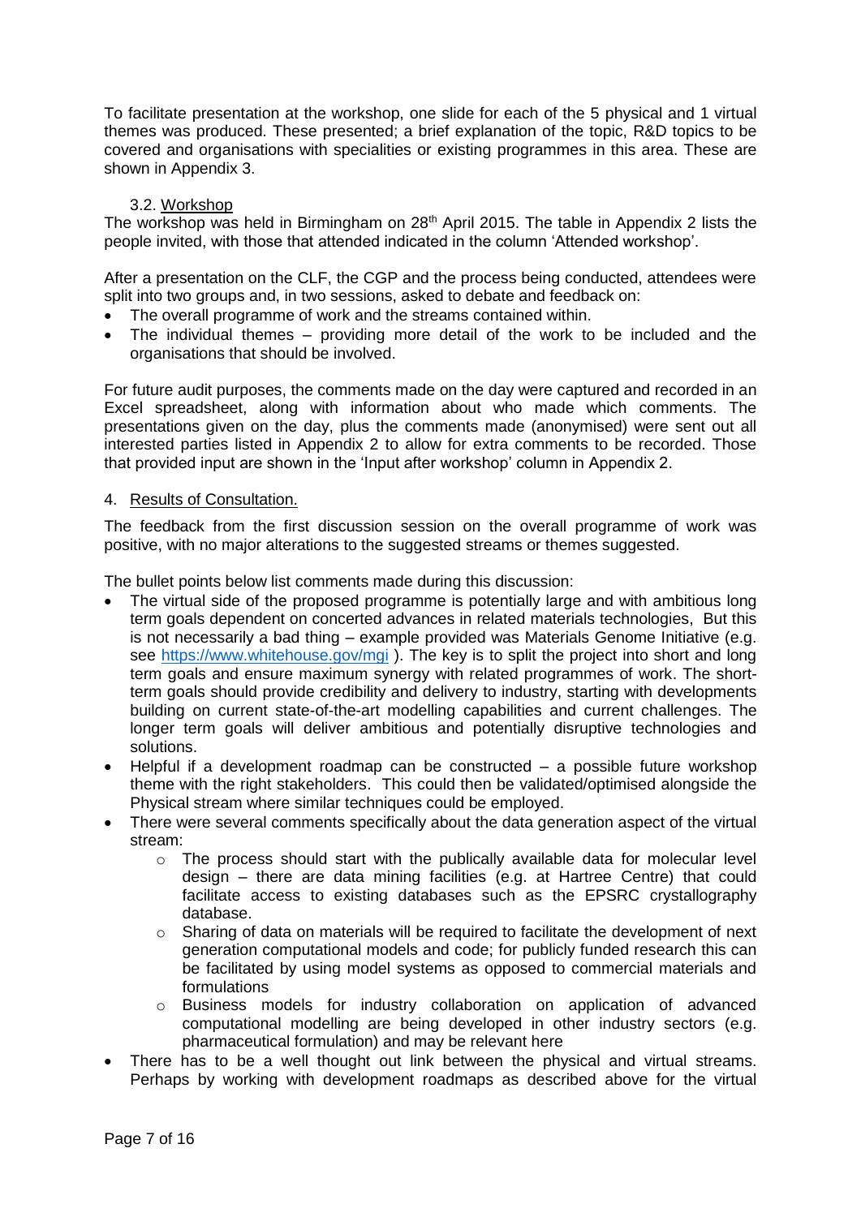To facilitate presentation at the workshop, one slide for each of the 5 physical and 1 virtual themes was produced. These presented; a brief explanation of the topic, R&D topics to be covered and organisations with specialities or existing programmes in this area. These are shown in Appendix 3.

### 3.2. Workshop

The workshop was held in Birmingham on 28th April 2015. The table in Appendix 2 lists the people invited, with those that attended indicated in the column 'Attended workshop'.

After a presentation on the CLF, the CGP and the process being conducted, attendees were split into two groups and, in two sessions, asked to debate and feedback on:

- The overall programme of work and the streams contained within.
- The individual themes – providing more detail of the work to be included and the organisations that should be involved.

For future audit purposes, the comments made on the day were captured and recorded in an Excel spreadsheet, along with information about who made which comments. The presentations given on the day, plus the comments made (anonymised) were sent out all interested parties listed in Appendix 2 to allow for extra comments to be recorded. Those that provided input are shown in the 'Input after workshop' column in Appendix 2.

## 4. Results of Consultation.

The feedback from the first discussion session on the overall programme of work was positive, with no major alterations to the suggested streams or themes suggested.

The bullet points below list comments made during this discussion:

- The virtual side of the proposed programme is potentially large and with ambitious long term goals dependent on concerted advances in related materials technologies, But this is not necessarily a bad thing – example provided was Materials Genome Initiative (e.g. see https://www.whitehouse.gov/mgi ). The key is to split the project into short and long term goals and ensure maximum synergy with related programmes of work. The short-term goals should provide credibility and delivery to industry, starting with developments building on current state-of-the-art modelling capabilities and current challenges. The longer term goals will deliver ambitious and potentially disruptive technologies and solutions.
- Helpful if a development roadmap can be constructed – a possible future workshop theme with the right stakeholders. This could then be validated/optimised alongside the Physical stream where similar techniques could be employed.
- There were several comments specifically about the data generation aspect of the virtual stream:
  - The process should start with the publically available data for molecular level design – there are data mining facilities (e.g. at Hartree Centre) that could facilitate access to existing databases such as the EPSRC crystallography database.
  - Sharing of data on materials will be required to facilitate the development of next generation computational models and code; for publicly funded research this can be facilitated by using model systems as opposed to commercial materials and formulations
  - Business models for industry collaboration on application of advanced computational modelling are being developed in other industry sectors (e.g. pharmaceutical formulation) and may be relevant here
- There has to be a well thought out link between the physical and virtual streams. Perhaps by working with development roadmaps as described above for the virtual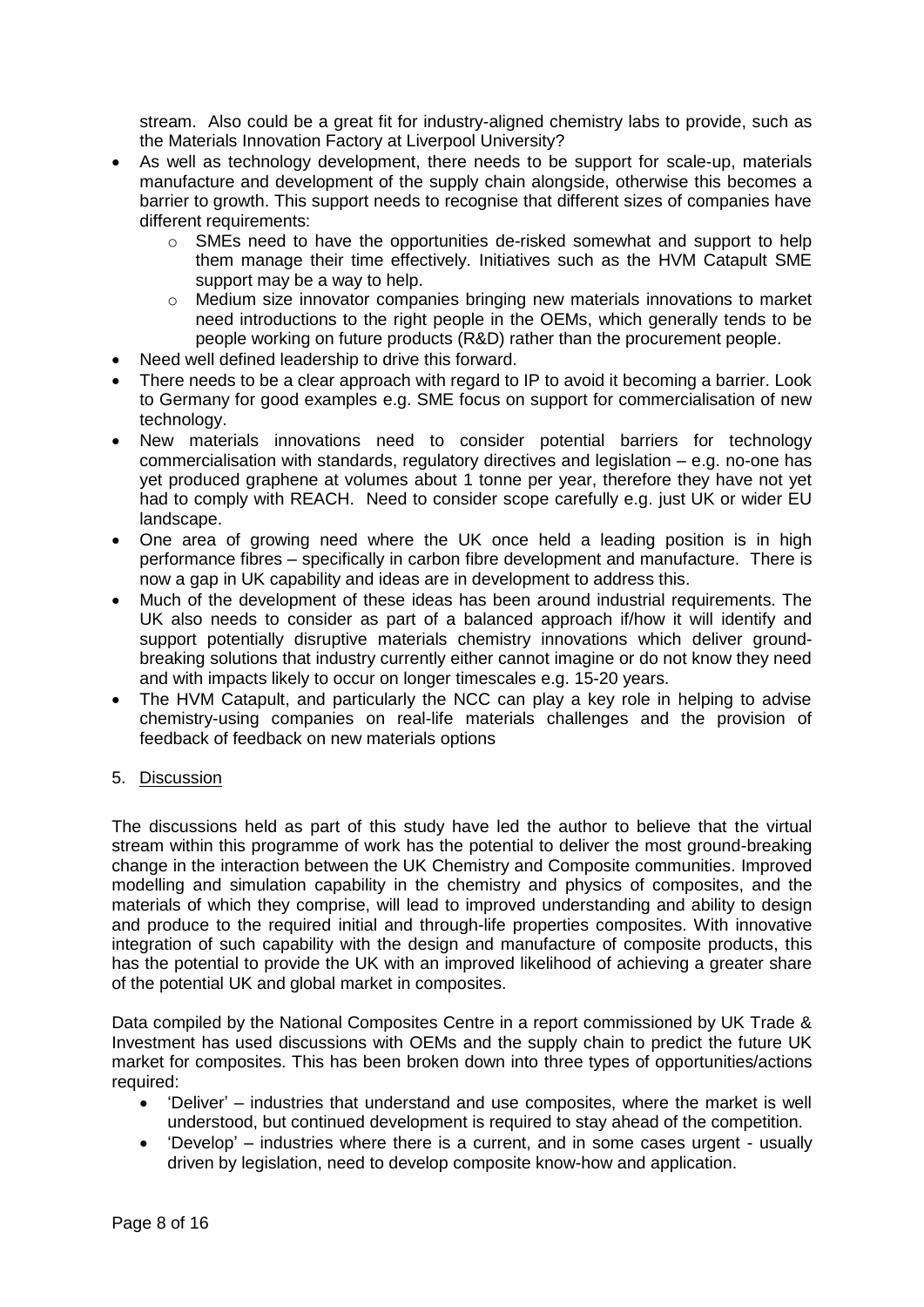stream. Also could be a great fit for industry-aligned chemistry labs to provide, such as the Materials Innovation Factory at Liverpool University?

- As well as technology development, there needs to be support for scale-up, materials manufacture and development of the supply chain alongside, otherwise this becomes a barrier to growth. This support needs to recognise that different sizes of companies have different requirements:
  - SMEs need to have the opportunities de-risked somewhat and support to help them manage their time effectively. Initiatives such as the HVM Catapult SME support may be a way to help.
  - Medium size innovator companies bringing new materials innovations to market need introductions to the right people in the OEMs, which generally tends to be people working on future products (R&D) rather than the procurement people.
- Need well defined leadership to drive this forward.
- There needs to be a clear approach with regard to IP to avoid it becoming a barrier. Look to Germany for good examples e.g. SME focus on support for commercialisation of new technology.
- New materials innovations need to consider potential barriers for technology commercialisation with standards, regulatory directives and legislation – e.g. no-one has yet produced graphene at volumes about 1 tonne per year, therefore they have not yet had to comply with REACH. Need to consider scope carefully e.g. just UK or wider EU landscape.
- One area of growing need where the UK once held a leading position is in high performance fibres – specifically in carbon fibre development and manufacture. There is now a gap in UK capability and ideas are in development to address this.
- Much of the development of these ideas has been around industrial requirements. The UK also needs to consider as part of a balanced approach if/how it will identify and support potentially disruptive materials chemistry innovations which deliver ground-breaking solutions that industry currently either cannot imagine or do not know they need and with impacts likely to occur on longer timescales e.g. 15-20 years.
- The HVM Catapult, and particularly the NCC can play a key role in helping to advise chemistry-using companies on real-life materials challenges and the provision of feedback of feedback on new materials options

## 5. Discussion

The discussions held as part of this study have led the author to believe that the virtual stream within this programme of work has the potential to deliver the most ground-breaking change in the interaction between the UK Chemistry and Composite communities. Improved modelling and simulation capability in the chemistry and physics of composites, and the materials of which they comprise, will lead to improved understanding and ability to design and produce to the required initial and through-life properties composites. With innovative integration of such capability with the design and manufacture of composite products, this has the potential to provide the UK with an improved likelihood of achieving a greater share of the potential UK and global market in composites.

Data compiled by the National Composites Centre in a report commissioned by UK Trade & Investment has used discussions with OEMs and the supply chain to predict the future UK market for composites. This has been broken down into three types of opportunities/actions required:

- 'Deliver' – industries that understand and use composites, where the market is well understood, but continued development is required to stay ahead of the competition.
- 'Develop' – industries where there is a current, and in some cases urgent - usually driven by legislation, need to develop composite know-how and application.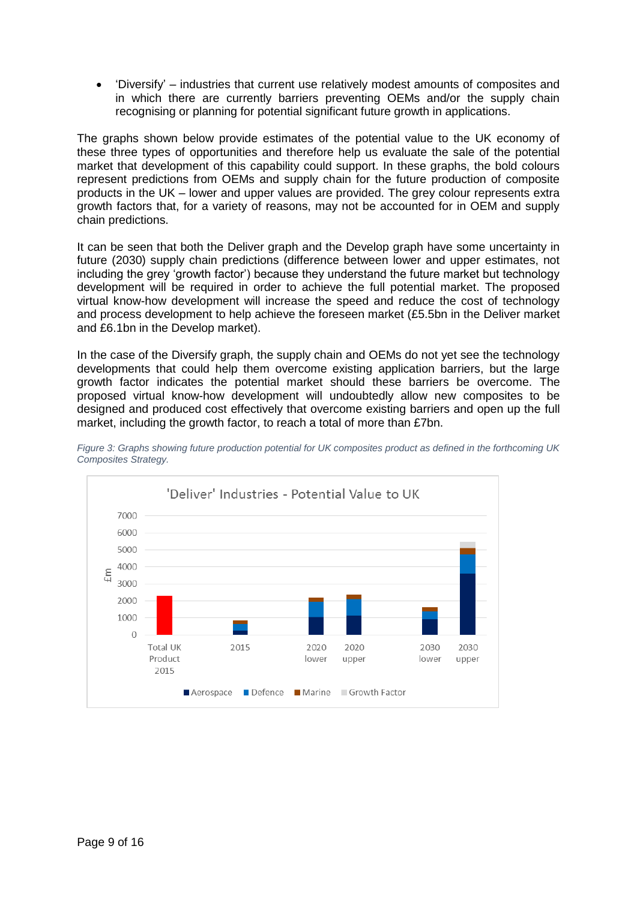- 'Diversify' – industries that current use relatively modest amounts of composites and in which there are currently barriers preventing OEMs and/or the supply chain recognising or planning for potential significant future growth in applications.

The graphs shown below provide estimates of the potential value to the UK economy of these three types of opportunities and therefore help us evaluate the sale of the potential market that development of this capability could support. In these graphs, the bold colours represent predictions from OEMs and supply chain for the future production of composite products in the UK – lower and upper values are provided. The grey colour represents extra growth factors that, for a variety of reasons, may not be accounted for in OEM and supply chain predictions.

It can be seen that both the Deliver graph and the Develop graph have some uncertainty in future (2030) supply chain predictions (difference between lower and upper estimates, not including the grey 'growth factor') because they understand the future market but technology development will be required in order to achieve the full potential market. The proposed virtual know-how development will increase the speed and reduce the cost of technology and process development to help achieve the foreseen market (£5.5bn in the Deliver market and £6.1bn in the Develop market).

In the case of the Diversify graph, the supply chain and OEMs do not yet see the technology developments that could help them overcome existing application barriers, but the large growth factor indicates the potential market should these barriers be overcome. The proposed virtual know-how development will undoubtedly allow new composites to be designed and produced cost effectively that overcome existing barriers and open up the full market, including the growth factor, to reach a total of more than £7bn.

*Figure 3: Graphs showing future production potential for UK composites product as defined in the forthcoming UK Composites Strategy.*

'Deliver' Industries - Potential Value to UK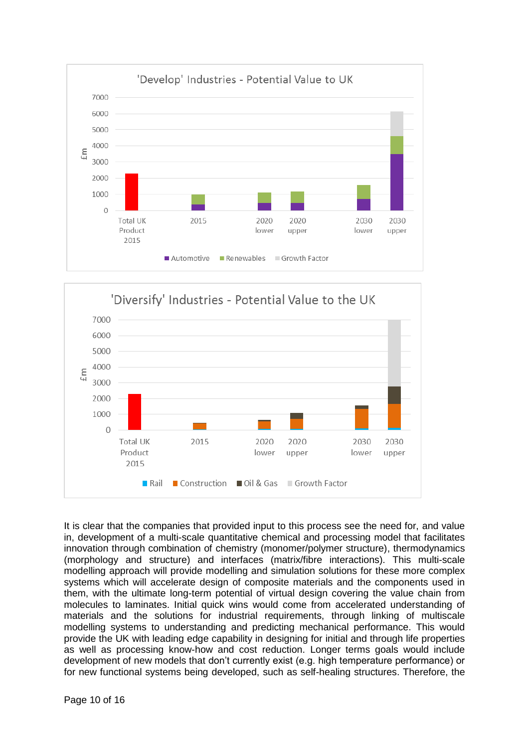It is clear that the companies that provided input to this process see the need for, and value in, development of a multi-scale quantitative chemical and processing model that facilitates innovation through combination of chemistry (monomer/polymer structure), thermodynamics (morphology and structure) and interfaces (matrix/fibre interactions). This multi-scale modelling approach will provide modelling and simulation solutions for these more complex systems which will accelerate design of composite materials and the components used in them, with the ultimate long-term potential of virtual design covering the value chain from molecules to laminates. Initial quick wins would come from accelerated understanding of materials and the solutions for industrial requirements, through linking of multiscale modelling systems to understanding and predicting mechanical performance. This would provide the UK with leading edge capability in designing for initial and through life properties as well as processing know-how and cost reduction. Longer terms goals would include development of new models that don't currently exist (e.g. high temperature performance) or for new functional systems being developed, such as self-healing structures. Therefore, the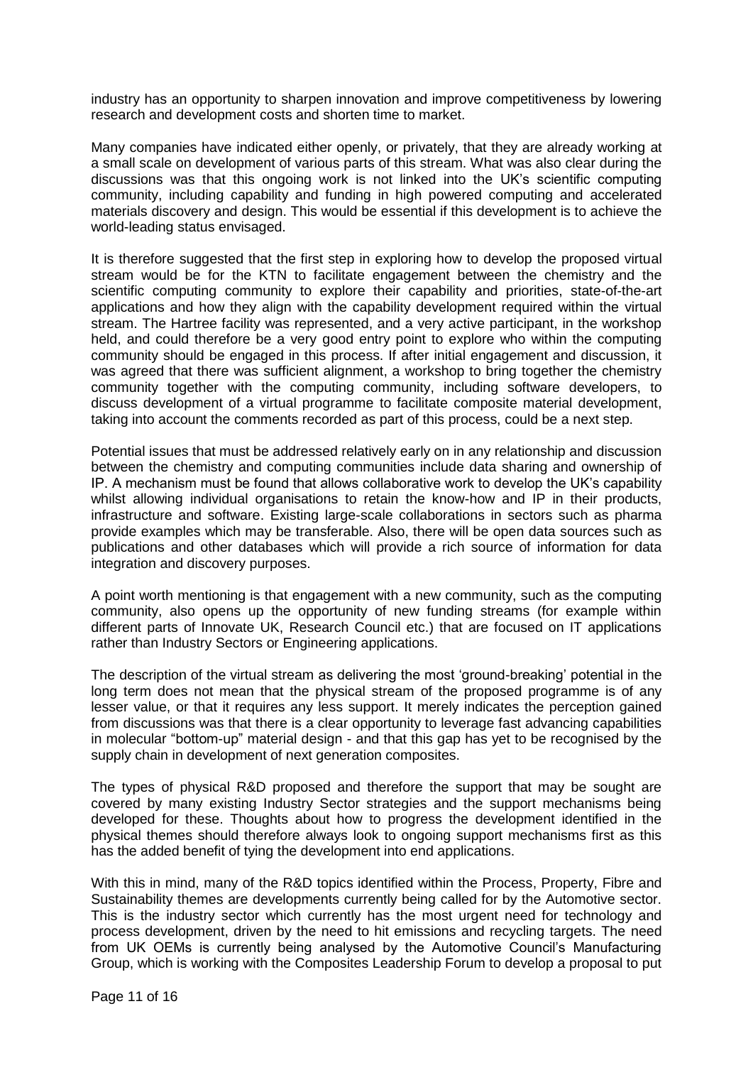industry has an opportunity to sharpen innovation and improve competitiveness by lowering research and development costs and shorten time to market.

Many companies have indicated either openly, or privately, that they are already working at a small scale on development of various parts of this stream. What was also clear during the discussions was that this ongoing work is not linked into the UK's scientific computing community, including capability and funding in high powered computing and accelerated materials discovery and design. This would be essential if this development is to achieve the world-leading status envisaged.

It is therefore suggested that the first step in exploring how to develop the proposed virtual stream would be for the KTN to facilitate engagement between the chemistry and the scientific computing community to explore their capability and priorities, state-of-the-art applications and how they align with the capability development required within the virtual stream. The Hartree facility was represented, and a very active participant, in the workshop held, and could therefore be a very good entry point to explore who within the computing community should be engaged in this process. If after initial engagement and discussion, it was agreed that there was sufficient alignment, a workshop to bring together the chemistry community together with the computing community, including software developers, to discuss development of a virtual programme to facilitate composite material development, taking into account the comments recorded as part of this process, could be a next step.

Potential issues that must be addressed relatively early on in any relationship and discussion between the chemistry and computing communities include data sharing and ownership of IP. A mechanism must be found that allows collaborative work to develop the UK's capability whilst allowing individual organisations to retain the know-how and IP in their products, infrastructure and software. Existing large-scale collaborations in sectors such as pharma provide examples which may be transferable. Also, there will be open data sources such as publications and other databases which will provide a rich source of information for data integration and discovery purposes.

A point worth mentioning is that engagement with a new community, such as the computing community, also opens up the opportunity of new funding streams (for example within different parts of Innovate UK, Research Council etc.) that are focused on IT applications rather than Industry Sectors or Engineering applications.

The description of the virtual stream as delivering the most 'ground-breaking' potential in the long term does not mean that the physical stream of the proposed programme is of any lesser value, or that it requires any less support. It merely indicates the perception gained from discussions was that there is a clear opportunity to leverage fast advancing capabilities in molecular "bottom-up" material design - and that this gap has yet to be recognised by the supply chain in development of next generation composites.

The types of physical R&D proposed and therefore the support that may be sought are covered by many existing Industry Sector strategies and the support mechanisms being developed for these. Thoughts about how to progress the development identified in the physical themes should therefore always look to ongoing support mechanisms first as this has the added benefit of tying the development into end applications.

With this in mind, many of the R&D topics identified within the Process, Property, Fibre and Sustainability themes are developments currently being called for by the Automotive sector. This is the industry sector which currently has the most urgent need for technology and process development, driven by the need to hit emissions and recycling targets. The need from UK OEMs is currently being analysed by the Automotive Council's Manufacturing Group, which is working with the Composites Leadership Forum to develop a proposal to put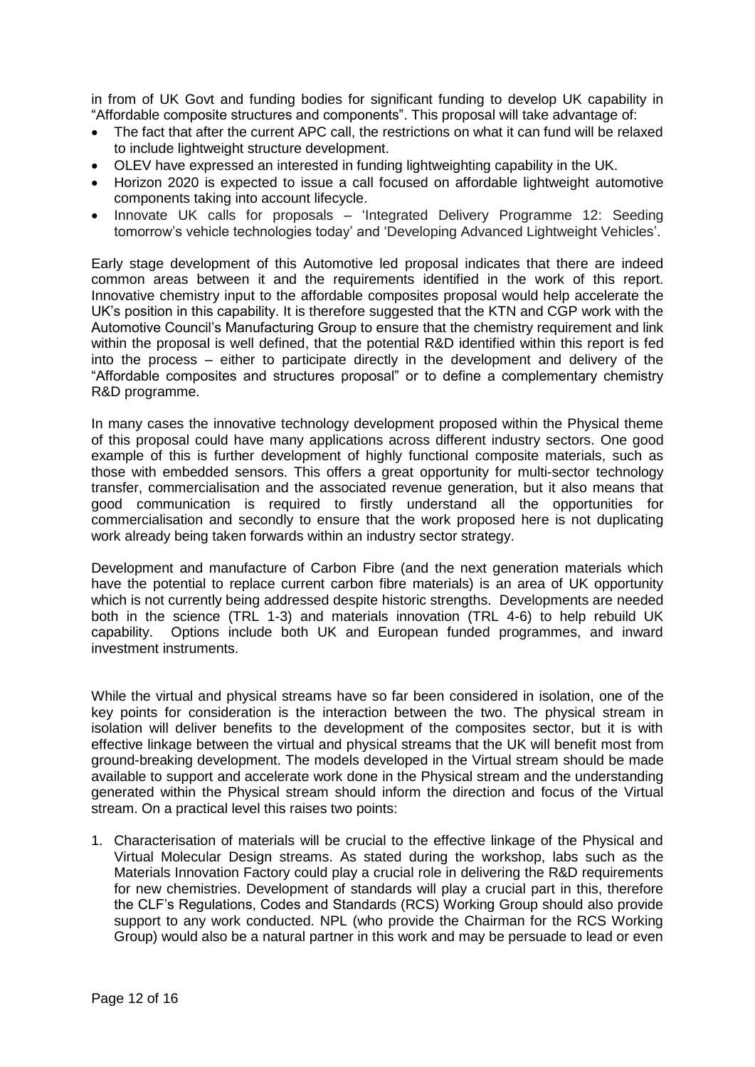in from of UK Govt and funding bodies for significant funding to develop UK capability in "Affordable composite structures and components". This proposal will take advantage of:

- The fact that after the current APC call, the restrictions on what it can fund will be relaxed to include lightweight structure development.
- OLEV have expressed an interested in funding lightweighting capability in the UK.
- Horizon 2020 is expected to issue a call focused on affordable lightweight automotive components taking into account lifecycle.
- Innovate UK calls for proposals – 'Integrated Delivery Programme 12: Seeding tomorrow's vehicle technologies today' and 'Developing Advanced Lightweight Vehicles'.

Early stage development of this Automotive led proposal indicates that there are indeed common areas between it and the requirements identified in the work of this report. Innovative chemistry input to the affordable composites proposal would help accelerate the UK's position in this capability. It is therefore suggested that the KTN and CGP work with the Automotive Council's Manufacturing Group to ensure that the chemistry requirement and link within the proposal is well defined, that the potential R&D identified within this report is fed into the process – either to participate directly in the development and delivery of the "Affordable composites and structures proposal" or to define a complementary chemistry R&D programme.

In many cases the innovative technology development proposed within the Physical theme of this proposal could have many applications across different industry sectors. One good example of this is further development of highly functional composite materials, such as those with embedded sensors. This offers a great opportunity for multi-sector technology transfer, commercialisation and the associated revenue generation, but it also means that good communication is required to firstly understand all the opportunities for commercialisation and secondly to ensure that the work proposed here is not duplicating work already being taken forwards within an industry sector strategy.

Development and manufacture of Carbon Fibre (and the next generation materials which have the potential to replace current carbon fibre materials) is an area of UK opportunity which is not currently being addressed despite historic strengths. Developments are needed both in the science (TRL 1-3) and materials innovation (TRL 4-6) to help rebuild UK capability. Options include both UK and European funded programmes, and inward investment instruments.

While the virtual and physical streams have so far been considered in isolation, one of the key points for consideration is the interaction between the two. The physical stream in isolation will deliver benefits to the development of the composites sector, but it is with effective linkage between the virtual and physical streams that the UK will benefit most from ground-breaking development. The models developed in the Virtual stream should be made available to support and accelerate work done in the Physical stream and the understanding generated within the Physical stream should inform the direction and focus of the Virtual stream. On a practical level this raises two points:

1. Characterisation of materials will be crucial to the effective linkage of the Physical and Virtual Molecular Design streams. As stated during the workshop, labs such as the Materials Innovation Factory could play a crucial role in delivering the R&D requirements for new chemistries. Development of standards will play a crucial part in this, therefore the CLF's Regulations, Codes and Standards (RCS) Working Group should also provide support to any work conducted. NPL (who provide the Chairman for the RCS Working Group) would also be a natural partner in this work and may be persuade to lead or even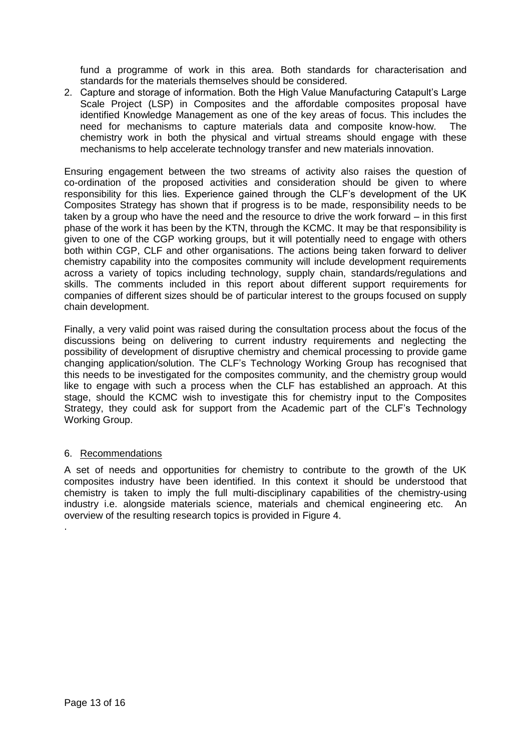fund a programme of work in this area. Both standards for characterisation and standards for the materials themselves should be considered.

2. Capture and storage of information. Both the High Value Manufacturing Catapult's Large Scale Project (LSP) in Composites and the affordable composites proposal have identified Knowledge Management as one of the key areas of focus. This includes the need for mechanisms to capture materials data and composite know-how. The chemistry work in both the physical and virtual streams should engage with these mechanisms to help accelerate technology transfer and new materials innovation.

Ensuring engagement between the two streams of activity also raises the question of co-ordination of the proposed activities and consideration should be given to where responsibility for this lies. Experience gained through the CLF's development of the UK Composites Strategy has shown that if progress is to be made, responsibility needs to be taken by a group who have the need and the resource to drive the work forward – in this first phase of the work it has been by the KTN, through the KCMC. It may be that responsibility is given to one of the CGP working groups, but it will potentially need to engage with others both within CGP, CLF and other organisations. The actions being taken forward to deliver chemistry capability into the composites community will include development requirements across a variety of topics including technology, supply chain, standards/regulations and skills. The comments included in this report about different support requirements for companies of different sizes should be of particular interest to the groups focused on supply chain development.

Finally, a very valid point was raised during the consultation process about the focus of the discussions being on delivering to current industry requirements and neglecting the possibility of development of disruptive chemistry and chemical processing to provide game changing application/solution. The CLF's Technology Working Group has recognised that this needs to be investigated for the composites community, and the chemistry group would like to engage with such a process when the CLF has established an approach. At this stage, should the KCMC wish to investigate this for chemistry input to the Composites Strategy, they could ask for support from the Academic part of the CLF's Technology Working Group.

## 6. Recommendations

A set of needs and opportunities for chemistry to contribute to the growth of the UK composites industry have been identified. In this context it should be understood that chemistry is taken to imply the full multi-disciplinary capabilities of the chemistry-using industry i.e. alongside materials science, materials and chemical engineering etc. An overview of the resulting research topics is provided in Figure 4.

.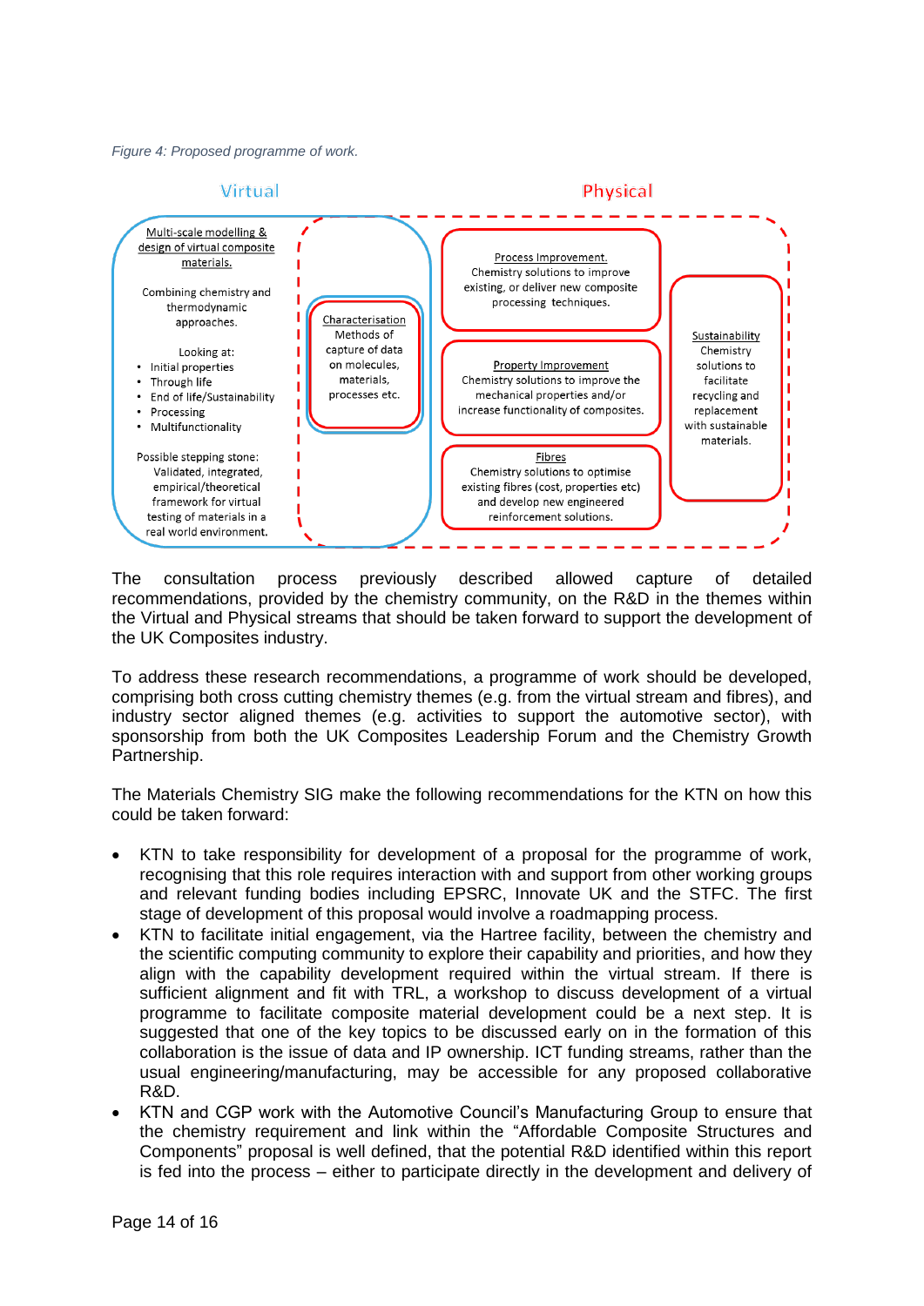*Figure 4: Proposed programme of work.*

Virtual

Physical

Multi-scale modelling & design of virtual composite materials.

Combining chemistry and thermodynamic approaches.

Looking at:

- Initial properties
- Through life
- End of life/Sustainability
- Processing
- Multifunctionality

Possible stepping stone: Validated, integrated, empirical/theoretical framework for virtual testing of materials in a real world environment.

Characterisation
Methods of capture of data on molecules, materials, processes etc.

Process Improvement.
Chemistry solutions to improve existing, or deliver new composite processing techniques.

Property Improvement
Chemistry solutions to improve the mechanical properties and/or increase functionality of composites.

Fibres
Chemistry solutions to optimise existing fibres (cost, properties etc) and develop new engineered reinforcement solutions.

Sustainability
Chemistry solutions to facilitate recycling and replacement with sustainable materials.

The consultation process previously described allowed capture of detailed recommendations, provided by the chemistry community, on the R&D in the themes within the Virtual and Physical streams that should be taken forward to support the development of the UK Composites industry.

To address these research recommendations, a programme of work should be developed, comprising both cross cutting chemistry themes (e.g. from the virtual stream and fibres), and industry sector aligned themes (e.g. activities to support the automotive sector), with sponsorship from both the UK Composites Leadership Forum and the Chemistry Growth Partnership.

The Materials Chemistry SIG make the following recommendations for the KTN on how this could be taken forward:

- KTN to take responsibility for development of a proposal for the programme of work, recognising that this role requires interaction with and support from other working groups and relevant funding bodies including EPSRC, Innovate UK and the STFC. The first stage of development of this proposal would involve a roadmapping process.
- KTN to facilitate initial engagement, via the Hartree facility, between the chemistry and the scientific computing community to explore their capability and priorities, and how they align with the capability development required within the virtual stream. If there is sufficient alignment and fit with TRL, a workshop to discuss development of a virtual programme to facilitate composite material development could be a next step. It is suggested that one of the key topics to be discussed early on in the formation of this collaboration is the issue of data and IP ownership. ICT funding streams, rather than the usual engineering/manufacturing, may be accessible for any proposed collaborative R&D.
- KTN and CGP work with the Automotive Council's Manufacturing Group to ensure that the chemistry requirement and link within the "Affordable Composite Structures and Components" proposal is well defined, that the potential R&D identified within this report is fed into the process – either to participate directly in the development and delivery of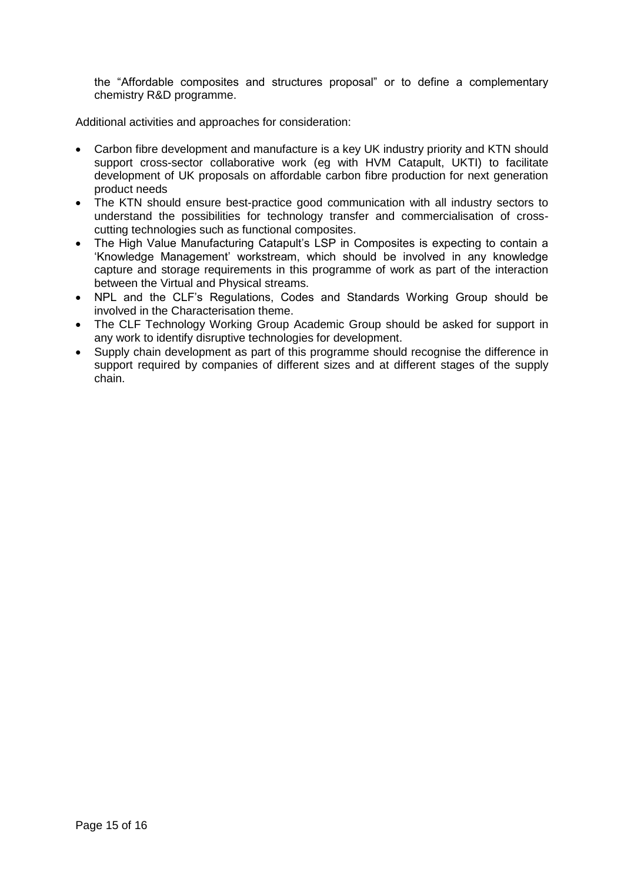the "Affordable composites and structures proposal" or to define a complementary chemistry R&D programme.

Additional activities and approaches for consideration:

- Carbon fibre development and manufacture is a key UK industry priority and KTN should support cross-sector collaborative work (eg with HVM Catapult, UKTI) to facilitate development of UK proposals on affordable carbon fibre production for next generation product needs
- The KTN should ensure best-practice good communication with all industry sectors to understand the possibilities for technology transfer and commercialisation of cross-cutting technologies such as functional composites.
- The High Value Manufacturing Catapult's LSP in Composites is expecting to contain a 'Knowledge Management' workstream, which should be involved in any knowledge capture and storage requirements in this programme of work as part of the interaction between the Virtual and Physical streams.
- NPL and the CLF's Regulations, Codes and Standards Working Group should be involved in the Characterisation theme.
- The CLF Technology Working Group Academic Group should be asked for support in any work to identify disruptive technologies for development.
- Supply chain development as part of this programme should recognise the difference in support required by companies of different sizes and at different stages of the supply chain.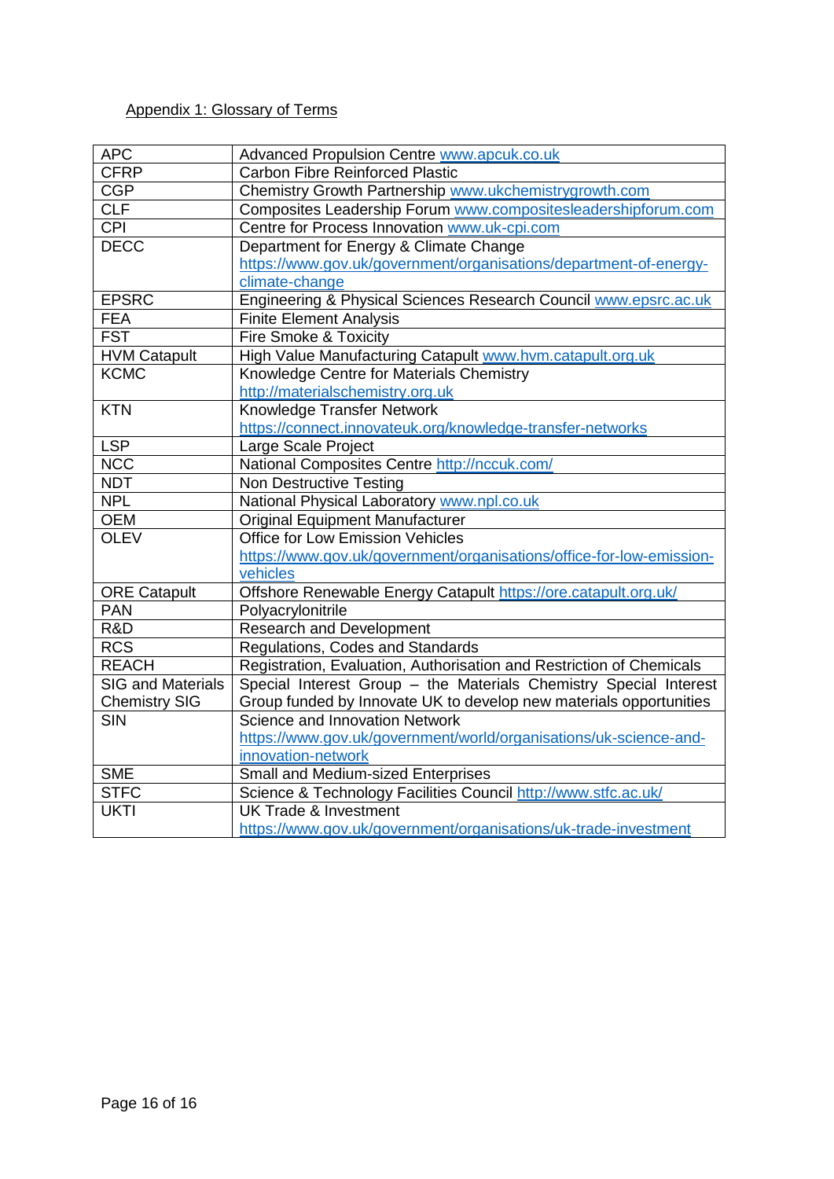Appendix 1: Glossary of Terms

| | |
|---|---|
| APC | Advanced Propulsion Centre www.apcuk.co.uk |
| CFRP | Carbon Fibre Reinforced Plastic |
| CGP | Chemistry Growth Partnership www.ukchemistrygrowth.com |
| CLF | Composites Leadership Forum www.compositesleadershipforum.com |
| CPI | Centre for Process Innovation www.uk-cpi.com |
| DECC | Department for Energy & Climate Change https://www.gov.uk/government/organisations/department-of-energy-climate-change |
| EPSRC | Engineering & Physical Sciences Research Council www.epsrc.ac.uk |
| FEA | Finite Element Analysis |
| FST | Fire Smoke & Toxicity |
| HVM Catapult | High Value Manufacturing Catapult www.hvm.catapult.org.uk |
| KCMC | Knowledge Centre for Materials Chemistry http://materialschemistry.org.uk |
| KTN | Knowledge Transfer Network https://connect.innovateuk.org/knowledge-transfer-networks |
| LSP | Large Scale Project |
| NCC | National Composites Centre http://nccuk.com/ |
| NDT | Non Destructive Testing |
| NPL | National Physical Laboratory www.npl.co.uk |
| OEM | Original Equipment Manufacturer |
| OLEV | Office for Low Emission Vehicles https://www.gov.uk/government/organisations/office-for-low-emission-vehicles |
| ORE Catapult | Offshore Renewable Energy Catapult https://ore.catapult.org.uk/ |
| PAN | Polyacrylonitrile |
| R&D | Research and Development |
| RCS | Regulations, Codes and Standards |
| REACH | Registration, Evaluation, Authorisation and Restriction of Chemicals |
| SIG and Materials Chemistry SIG | Special Interest Group – the Materials Chemistry Special Interest Group funded by Innovate UK to develop new materials opportunities |
| SIN | Science and Innovation Network https://www.gov.uk/government/world/organisations/uk-science-and-innovation-network |
| SME | Small and Medium-sized Enterprises |
| STFC | Science & Technology Facilities Council http://www.stfc.ac.uk/ |
| UKTI | UK Trade & Investment https://www.gov.uk/government/organisations/uk-trade-investment |